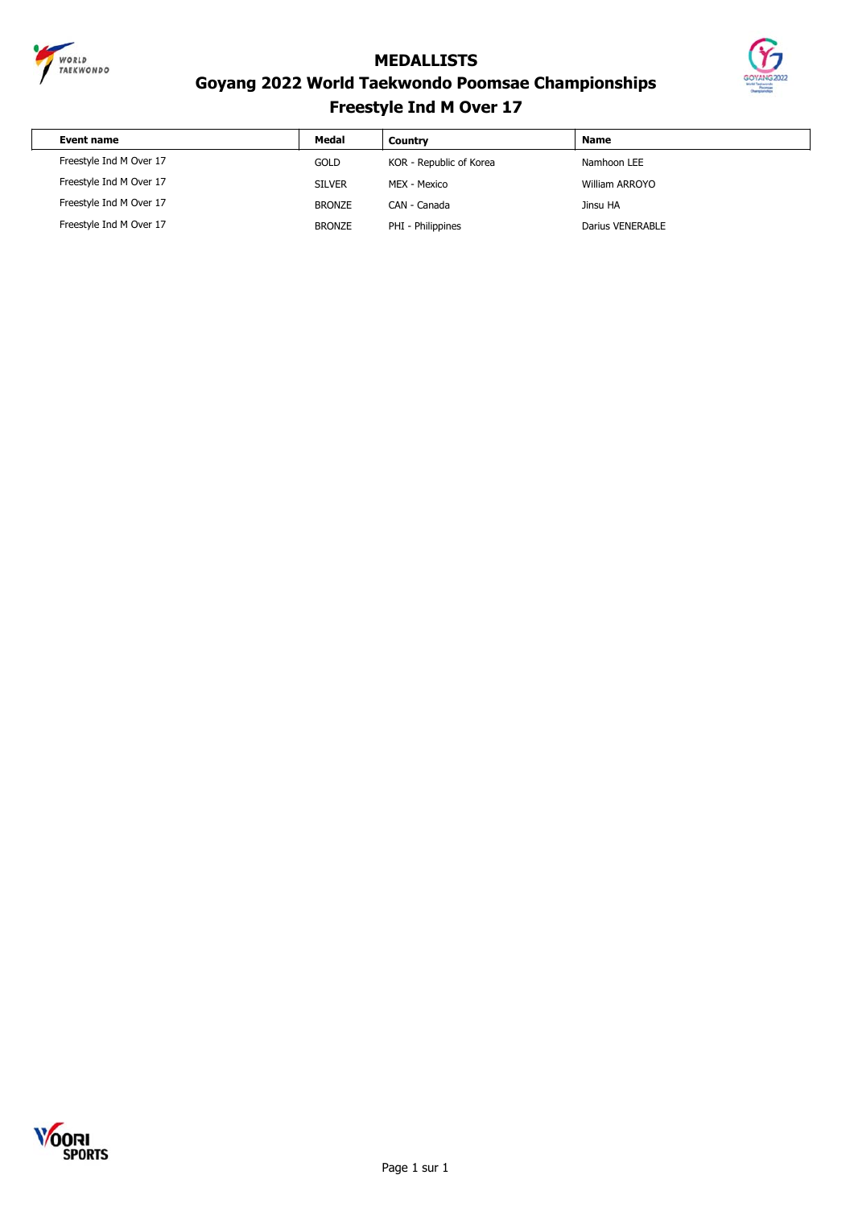# MEDALLISTS

## Goyang 2022 World Taekwondo Poomsae Championships

### Freestyle Ind M Over 17

| Event name | Medal | Country | Name |
|---|---|---|---|
| Freestyle Ind M Over 17 | GOLD | KOR - Republic of Korea | Namhoon LEE |
| Freestyle Ind M Over 17 | SILVER | MEX - Mexico | William ARROYO |
| Freestyle Ind M Over 17 | BRONZE | CAN - Canada | Jinsu HA |
| Freestyle Ind M Over 17 | BRONZE | PHI - Philippines | Darius VENERABLE |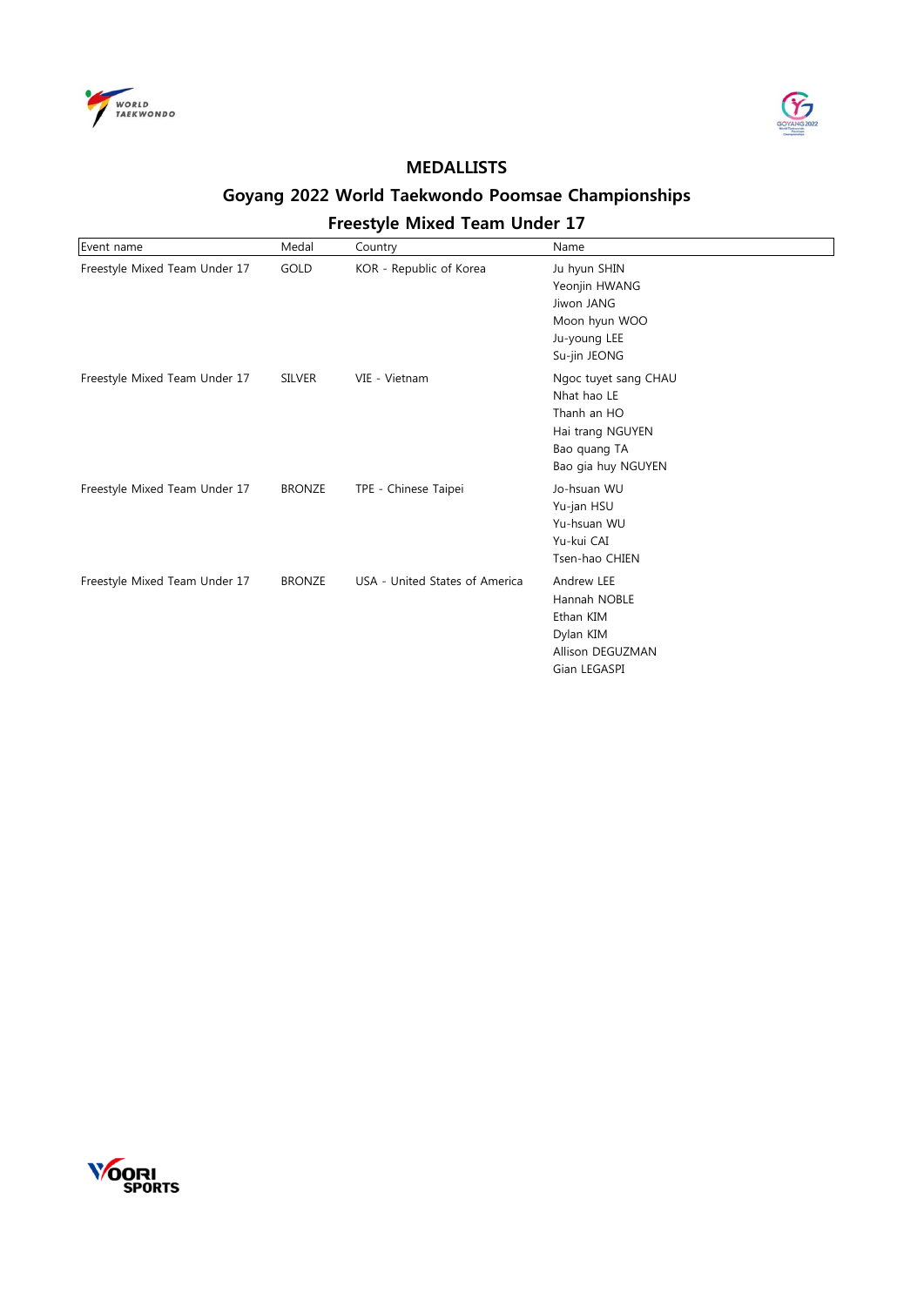## MEDALLISTS

## Goyang 2022 World Taekwondo Poomsae Championships

### Freestyle Mixed Team Under 17

| Event name | Medal | Country | Name |
|---|---|---|---|
| Freestyle Mixed Team Under 17 | GOLD | KOR - Republic of Korea | Ju hyun SHIN<br>Yeonjin HWANG<br>Jiwon JANG<br>Moon hyun WOO<br>Ju-young LEE<br>Su-jin JEONG |
| Freestyle Mixed Team Under 17 | SILVER | VIE - Vietnam | Ngoc tuyet sang CHAU<br>Nhat hao LE<br>Thanh an HO<br>Hai trang NGUYEN<br>Bao quang TA<br>Bao gia huy NGUYEN |
| Freestyle Mixed Team Under 17 | BRONZE | TPE - Chinese Taipei | Jo-hsuan WU<br>Yu-jan HSU<br>Yu-hsuan WU<br>Yu-kui CAI<br>Tsen-hao CHIEN |
| Freestyle Mixed Team Under 17 | BRONZE | USA - United States of America | Andrew LEE<br>Hannah NOBLE<br>Ethan KIM<br>Dylan KIM<br>Allison DEGUZMAN<br>Gian LEGASPI |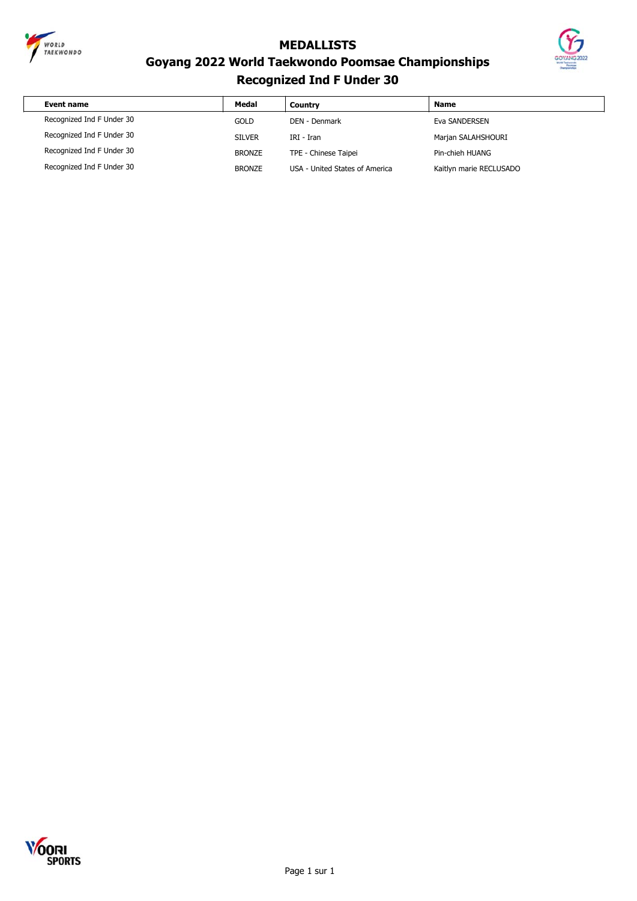# MEDALLISTS

## Goyang 2022 World Taekwondo Poomsae Championships

## Recognized Ind F Under 30

| Event name | Medal | Country | Name |
|---|---|---|---|
| Recognized Ind F Under 30 | GOLD | DEN - Denmark | Eva SANDERSEN |
| Recognized Ind F Under 30 | SILVER | IRI - Iran | Marjan SALAHSHOURI |
| Recognized Ind F Under 30 | BRONZE | TPE - Chinese Taipei | Pin-chieh HUANG |
| Recognized Ind F Under 30 | BRONZE | USA - United States of America | Kaitlyn marie RECLUSADO |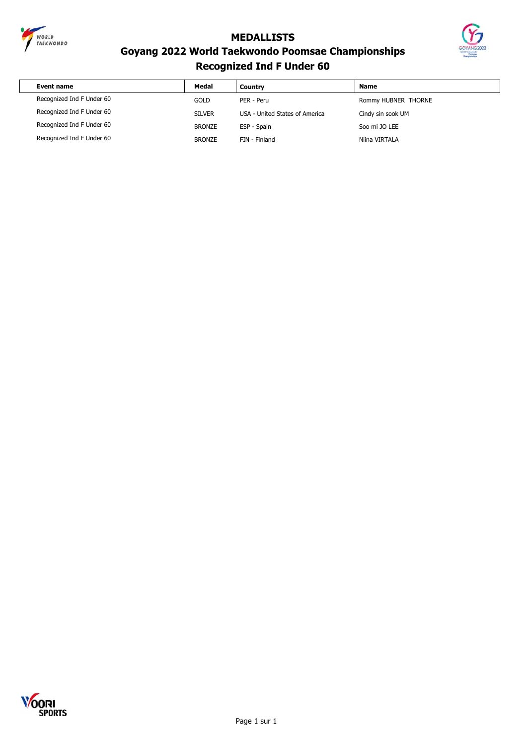# MEDALLISTS

## Goyang 2022 World Taekwondo Poomsae Championships

### Recognized Ind F Under 60

| Event name | Medal | Country | Name |
|---|---|---|---|
| Recognized Ind F Under 60 | GOLD | PER - Peru | Rommy HUBNER  THORNE |
| Recognized Ind F Under 60 | SILVER | USA - United States of America | Cindy sin sook UM |
| Recognized Ind F Under 60 | BRONZE | ESP - Spain | Soo mi JO LEE |
| Recognized Ind F Under 60 | BRONZE | FIN - Finland | Niina VIRTALA |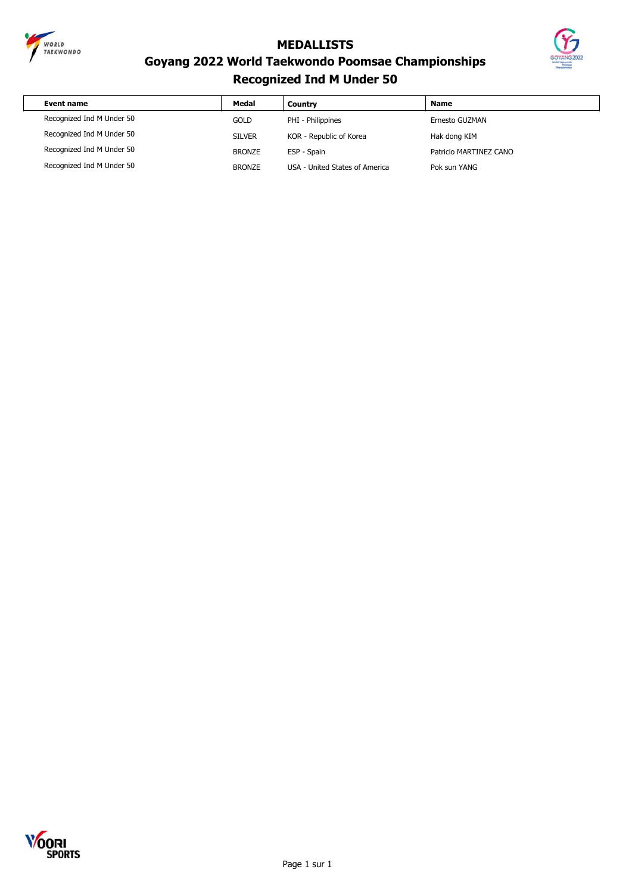# MEDALLISTS

## Goyang 2022 World Taekwondo Poomsae Championships

## Recognized Ind M Under 50

| Event name | Medal | Country | Name |
|---|---|---|---|
| Recognized Ind M Under 50 | GOLD | PHI - Philippines | Ernesto GUZMAN |
| Recognized Ind M Under 50 | SILVER | KOR - Republic of Korea | Hak dong KIM |
| Recognized Ind M Under 50 | BRONZE | ESP - Spain | Patricio MARTINEZ CANO |
| Recognized Ind M Under 50 | BRONZE | USA - United States of America | Pok sun YANG |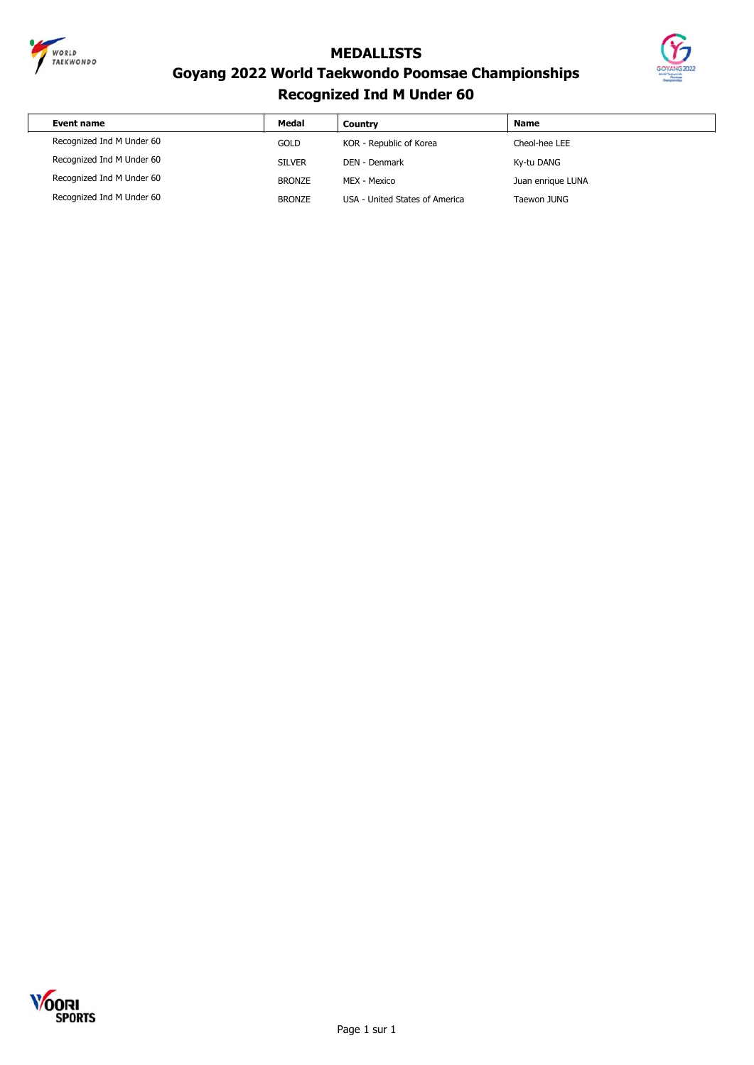# MEDALLISTS

## Goyang 2022 World Taekwondo Poomsae Championships

## Recognized Ind M Under 60

| Event name | Medal | Country | Name |
|---|---|---|---|
| Recognized Ind M Under 60 | GOLD | KOR - Republic of Korea | Cheol-hee LEE |
| Recognized Ind M Under 60 | SILVER | DEN - Denmark | Ky-tu DANG |
| Recognized Ind M Under 60 | BRONZE | MEX - Mexico | Juan enrique LUNA |
| Recognized Ind M Under 60 | BRONZE | USA - United States of America | Taewon JUNG |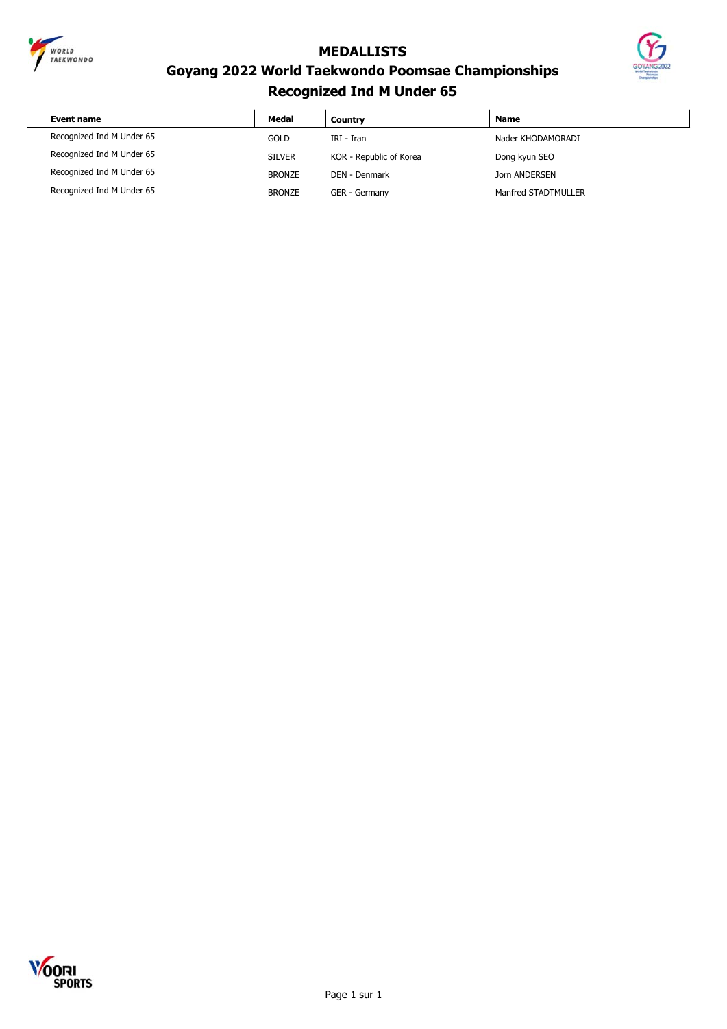# MEDALLISTS

## Goyang 2022 World Taekwondo Poomsae Championships

## Recognized Ind M Under 65

| Event name | Medal | Country | Name |
|---|---|---|---|
| Recognized Ind M Under 65 | GOLD | IRI - Iran | Nader KHODAMORADI |
| Recognized Ind M Under 65 | SILVER | KOR - Republic of Korea | Dong kyun SEO |
| Recognized Ind M Under 65 | BRONZE | DEN - Denmark | Jorn ANDERSEN |
| Recognized Ind M Under 65 | BRONZE | GER - Germany | Manfred STADTMULLER |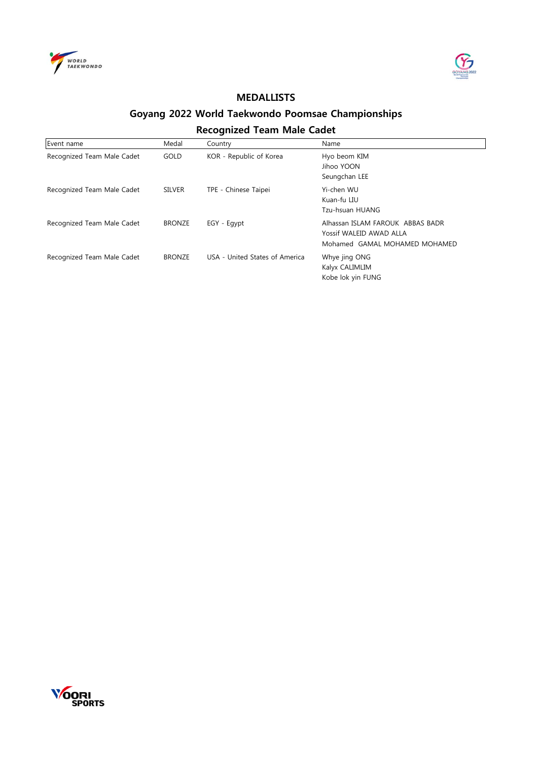## MEDALLISTS

## Goyang 2022 World Taekwondo Poomsae Championships

### Recognized Team Male Cadet

| Event name | Medal | Country | Name |
|---|---|---|---|
| Recognized Team Male Cadet | GOLD | KOR - Republic of Korea | Hyo beom KIM<br>Jihoo YOON<br>Seungchan LEE |
| Recognized Team Male Cadet | SILVER | TPE - Chinese Taipei | Yi-chen WU<br>Kuan-fu LIU<br>Tzu-hsuan HUANG |
| Recognized Team Male Cadet | BRONZE | EGY - Egypt | Alhassan ISLAM FAROUK ABBAS BADR<br>Yossif WALEID AWAD ALLA<br>Mohamed GAMAL MOHAMED MOHAMED |
| Recognized Team Male Cadet | BRONZE | USA - United States of America | Whye jing ONG<br>Kalyx CALIMLIM<br>Kobe lok yin FUNG |